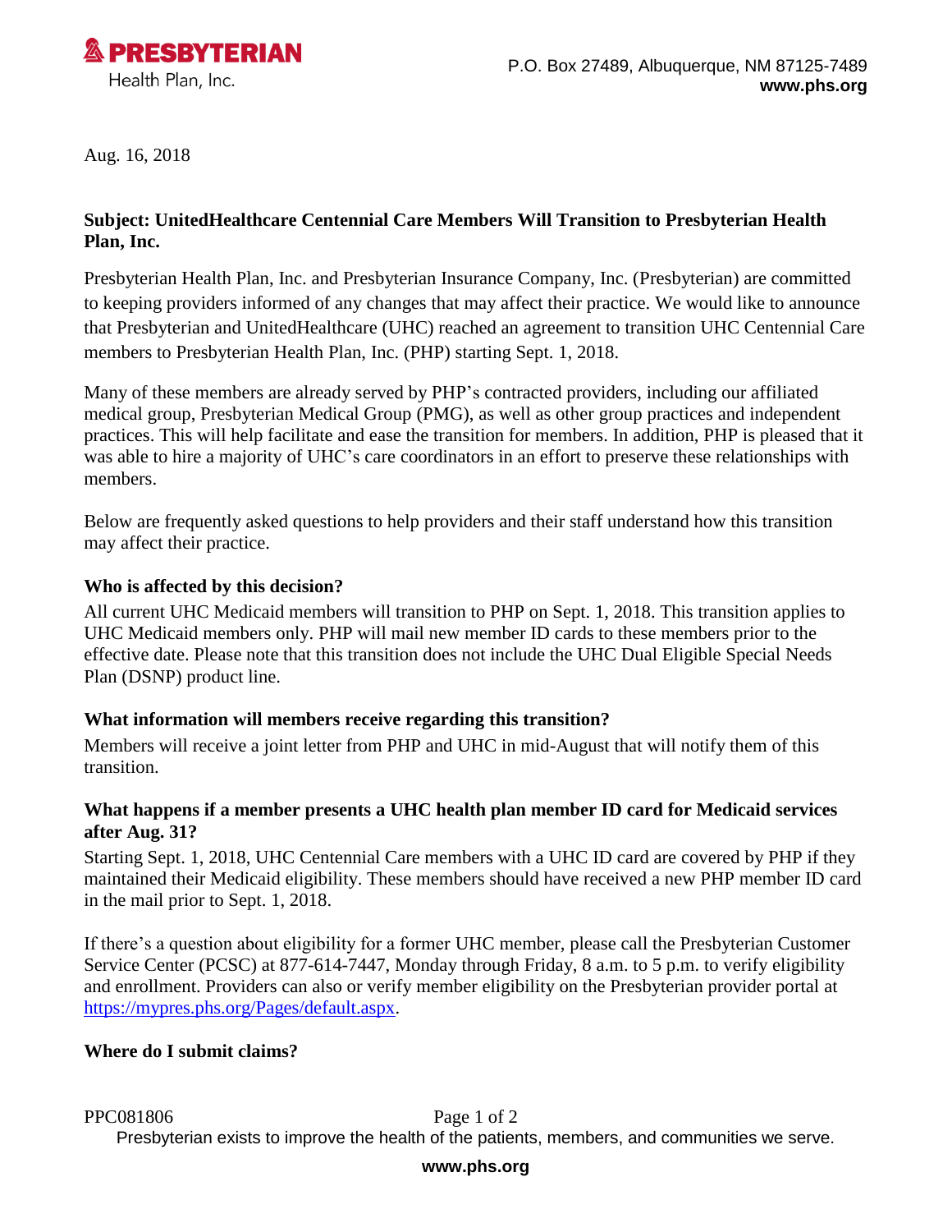**PRESBYTERIAN**
Health Plan, Inc.

P.O. Box 27489, Albuquerque, NM 87125-7489
**www.phs.org**

Aug. 16, 2018

**Subject: UnitedHealthcare Centennial Care Members Will Transition to Presbyterian Health Plan, Inc.**

Presbyterian Health Plan, Inc. and Presbyterian Insurance Company, Inc. (Presbyterian) are committed to keeping providers informed of any changes that may affect their practice. We would like to announce that Presbyterian and UnitedHealthcare (UHC) reached an agreement to transition UHC Centennial Care members to Presbyterian Health Plan, Inc. (PHP) starting Sept. 1, 2018.

Many of these members are already served by PHP's contracted providers, including our affiliated medical group, Presbyterian Medical Group (PMG), as well as other group practices and independent practices. This will help facilitate and ease the transition for members. In addition, PHP is pleased that it was able to hire a majority of UHC's care coordinators in an effort to preserve these relationships with members.

Below are frequently asked questions to help providers and their staff understand how this transition may affect their practice.

### Who is affected by this decision?

All current UHC Medicaid members will transition to PHP on Sept. 1, 2018. This transition applies to UHC Medicaid members only. PHP will mail new member ID cards to these members prior to the effective date. Please note that this transition does not include the UHC Dual Eligible Special Needs Plan (DSNP) product line.

### What information will members receive regarding this transition?

Members will receive a joint letter from PHP and UHC in mid-August that will notify them of this transition.

### What happens if a member presents a UHC health plan member ID card for Medicaid services after Aug. 31?

Starting Sept. 1, 2018, UHC Centennial Care members with a UHC ID card are covered by PHP if they maintained their Medicaid eligibility. These members should have received a new PHP member ID card in the mail prior to Sept. 1, 2018.

If there's a question about eligibility for a former UHC member, please call the Presbyterian Customer Service Center (PCSC) at 877-614-7447, Monday through Friday, 8 a.m. to 5 p.m. to verify eligibility and enrollment. Providers can also or verify member eligibility on the Presbyterian provider portal at [https://mypres.phs.org/Pages/default.aspx](https://mypres.phs.org/Pages/default.aspx).

### Where do I submit claims?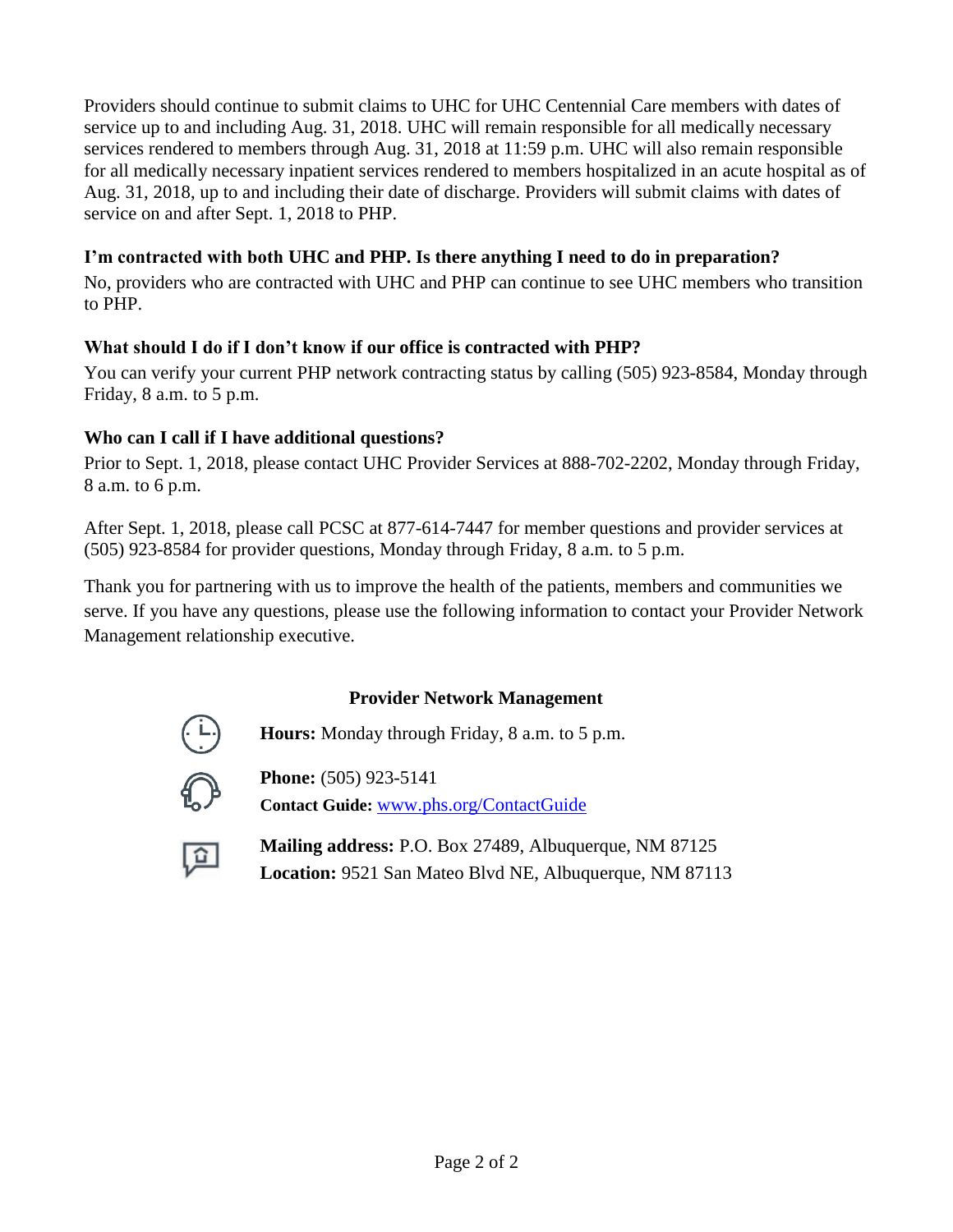Providers should continue to submit claims to UHC for UHC Centennial Care members with dates of service up to and including Aug. 31, 2018. UHC will remain responsible for all medically necessary services rendered to members through Aug. 31, 2018 at 11:59 p.m. UHC will also remain responsible for all medically necessary inpatient services rendered to members hospitalized in an acute hospital as of Aug. 31, 2018, up to and including their date of discharge. Providers will submit claims with dates of service on and after Sept. 1, 2018 to PHP.

**I'm contracted with both UHC and PHP. Is there anything I need to do in preparation?**

No, providers who are contracted with UHC and PHP can continue to see UHC members who transition to PHP.

**What should I do if I don't know if our office is contracted with PHP?**

You can verify your current PHP network contracting status by calling (505) 923-8584, Monday through Friday, 8 a.m. to 5 p.m.

**Who can I call if I have additional questions?**

Prior to Sept. 1, 2018, please contact UHC Provider Services at 888-702-2202, Monday through Friday, 8 a.m. to 6 p.m.

After Sept. 1, 2018, please call PCSC at 877-614-7447 for member questions and provider services at (505) 923-8584 for provider questions, Monday through Friday, 8 a.m. to 5 p.m.

Thank you for partnering with us to improve the health of the patients, members and communities we serve. If you have any questions, please use the following information to contact your Provider Network Management relationship executive.

**Provider Network Management**

**Hours:** Monday through Friday, 8 a.m. to 5 p.m.

**Phone:** (505) 923-5141
**Contact Guide:** www.phs.org/ContactGuide

**Mailing address:** P.O. Box 27489, Albuquerque, NM 87125
**Location:** 9521 San Mateo Blvd NE, Albuquerque, NM 87113